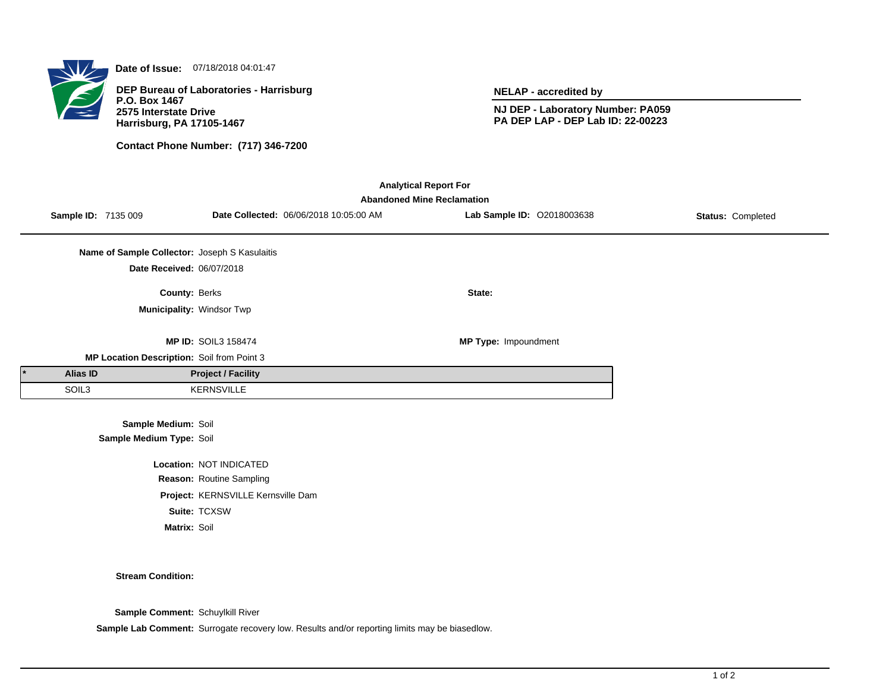**Date of Issue:** 07/18/2018 04:01:47

**DEP Bureau of Laboratories - Harrisburg**
**P.O. Box 1467**
**2575 Interstate Drive**
**Harrisburg, PA 17105-1467**

**Contact Phone Number: (717) 346-7200**

**NELAP - accredited by**

**NJ DEP - Laboratory Number: PA059**
**PA DEP LAP - DEP Lab ID: 22-00223**

## Analytical Report For
## Abandoned Mine Reclamation

**Sample ID:** 7135 009 **Date Collected:** 06/06/2018 10:05:00 AM **Lab Sample ID:** O2018003638 **Status:** Completed

**Name of Sample Collector:** Joseph S Kasulaitis

**Date Received:** 06/07/2018

**County:** Berks

**State:**

**Municipality:** Windsor Twp

**MP ID:** SOIL3 158474

**MP Type:** Impoundment

**MP Location Description:** Soil from Point 3

| * | Alias ID | Project / Facility |
|---|---|---|
| | SOIL3 | KERNSVILLE |

**Sample Medium:** Soil

**Sample Medium Type:** Soil

**Location:** NOT INDICATED

**Reason:** Routine Sampling

**Project:** KERNSVILLE Kernsville Dam

**Suite:** TCXSW

**Matrix:** Soil

**Stream Condition:**

**Sample Comment:** Schuylkill River

**Sample Lab Comment:** Surrogate recovery low. Results and/or reporting limits may be biasedlow.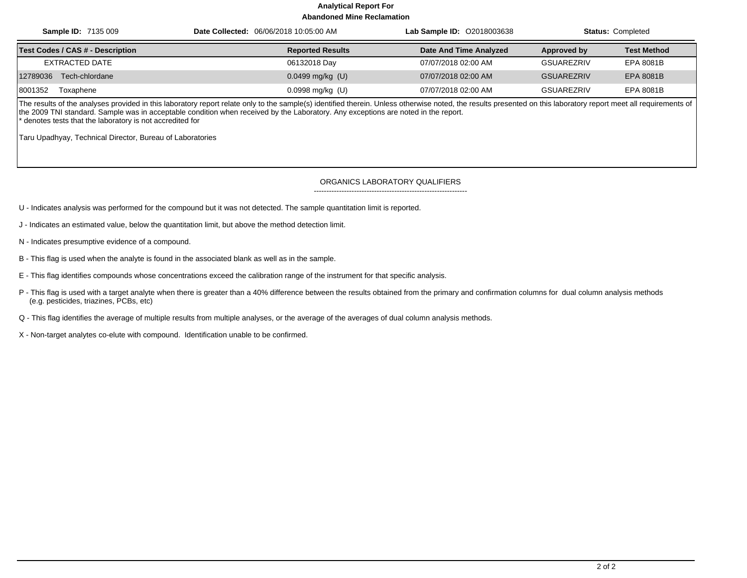**Analytical Report For**
**Abandoned Mine Reclamation**

| **Sample ID:** 7135 009 | **Date Collected:** 06/06/2018 10:05:00 AM | **Lab Sample ID:** O2018003638 | **Status:** Completed |
|---|---|---|---|

| Test Codes / CAS # - Description | Reported Results | Date And Time Analyzed | Approved by | Test Method |
|---|---|---|---|---|
| EXTRACTED DATE | 06132018 Day | 07/07/2018 02:00 AM | GSUAREZRIV | EPA 8081B |
| 12789036 Tech-chlordane | 0.0499 mg/kg (U) | 07/07/2018 02:00 AM | GSUAREZRIV | EPA 8081B |
| 8001352 Toxaphene | 0.0998 mg/kg (U) | 07/07/2018 02:00 AM | GSUAREZRIV | EPA 8081B |

The results of the analyses provided in this laboratory report relate only to the sample(s) identified therein. Unless otherwise noted, the results presented on this laboratory report meet all requirements of the 2009 TNI standard. Sample was in acceptable condition when received by the Laboratory. Any exceptions are noted in the report.
* denotes tests that the laboratory is not accredited for

Taru Upadhyay, Technical Director, Bureau of Laboratories

## ORGANICS LABORATORY QUALIFIERS

U - Indicates analysis was performed for the compound but it was not detected. The sample quantitation limit is reported.

J - Indicates an estimated value, below the quantitation limit, but above the method detection limit.

N - Indicates presumptive evidence of a compound.

B - This flag is used when the analyte is found in the associated blank as well as in the sample.

E - This flag identifies compounds whose concentrations exceed the calibration range of the instrument for that specific analysis.

P - This flag is used with a target analyte when there is greater than a 40% difference between the results obtained from the primary and confirmation columns for dual column analysis methods (e.g. pesticides, triazines, PCBs, etc)

Q - This flag identifies the average of multiple results from multiple analyses, or the average of the averages of dual column analysis methods.

X - Non-target analytes co-elute with compound. Identification unable to be confirmed.